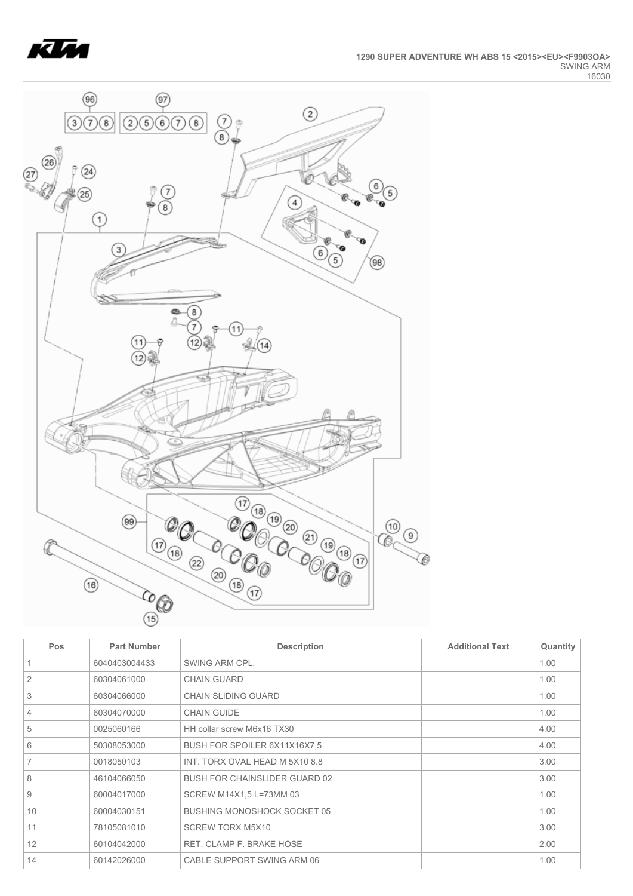1290 SUPER ADVENTURE WH ABS 15 <2015><EU><F9903OA>
SWING ARM
16030

| Pos | Part Number | Description | Additional Text | Quantity |
|---|---|---|---|---|
| 1 | 6040403004433 | SWING ARM CPL. | | 1.00 |
| 2 | 60304061000 | CHAIN GUARD | | 1.00 |
| 3 | 60304066000 | CHAIN SLIDING GUARD | | 1.00 |
| 4 | 60304070000 | CHAIN GUIDE | | 1.00 |
| 5 | 0025060166 | HH collar screw M6x16 TX30 | | 4.00 |
| 6 | 50308053000 | BUSH FOR SPOILER 6X11X16X7,5 | | 4.00 |
| 7 | 0018050103 | INT. TORX OVAL HEAD M 5X10 8.8 | | 3.00 |
| 8 | 46104066050 | BUSH FOR CHAINSLIDER GUARD 02 | | 3.00 |
| 9 | 60004017000 | SCREW M14X1,5 L=73MM 03 | | 1.00 |
| 10 | 60004030151 | BUSHING MONOSHOCK SOCKET 05 | | 1.00 |
| 11 | 78105081010 | SCREW TORX M5X10 | | 3.00 |
| 12 | 60104042000 | RET. CLAMP F. BRAKE HOSE | | 2.00 |
| 14 | 60142026000 | CABLE SUPPORT SWING ARM 06 | | 1.00 |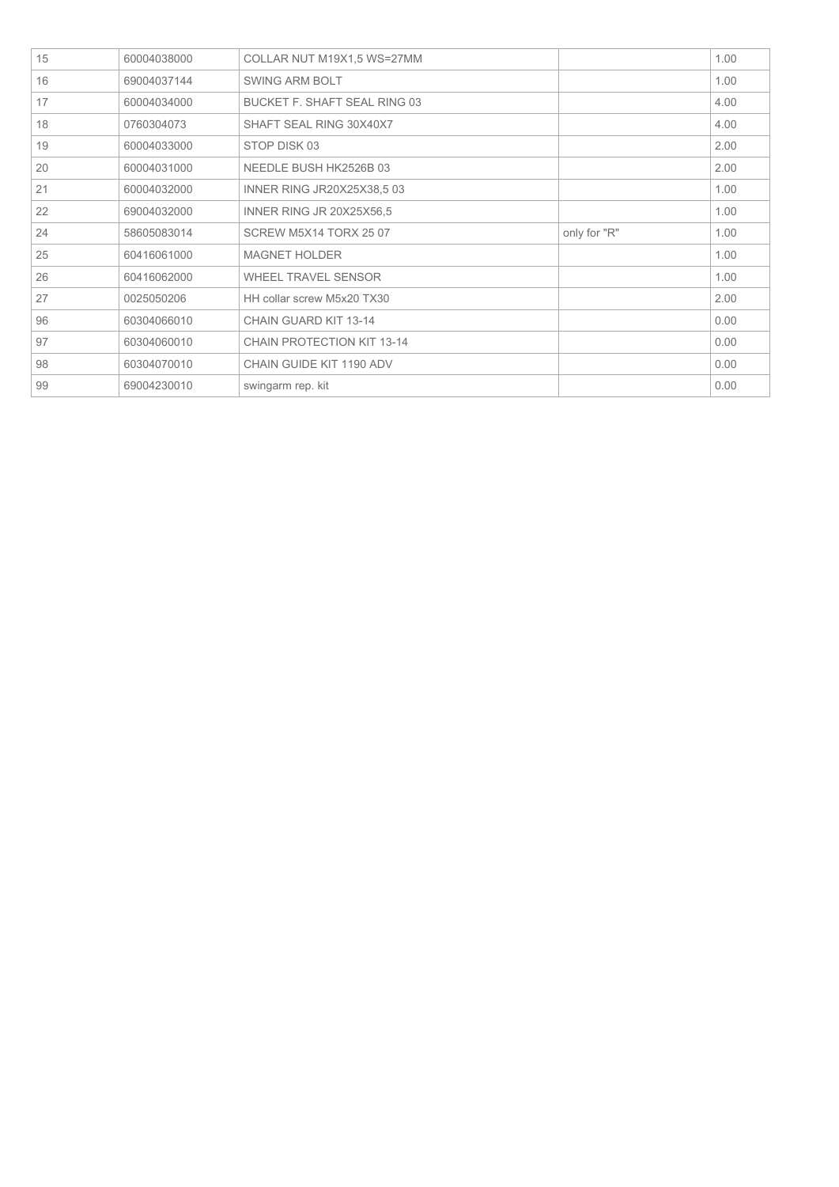| | | | | |
|---|---|---|---|---|
| 15 | 60004038000 | COLLAR NUT M19X1,5 WS=27MM | | 1.00 |
| 16 | 69004037144 | SWING ARM BOLT | | 1.00 |
| 17 | 60004034000 | BUCKET F. SHAFT SEAL RING 03 | | 4.00 |
| 18 | 0760304073 | SHAFT SEAL RING 30X40X7 | | 4.00 |
| 19 | 60004033000 | STOP DISK 03 | | 2.00 |
| 20 | 60004031000 | NEEDLE BUSH HK2526B 03 | | 2.00 |
| 21 | 60004032000 | INNER RING JR20X25X38,5 03 | | 1.00 |
| 22 | 69004032000 | INNER RING JR 20X25X56,5 | | 1.00 |
| 24 | 58605083014 | SCREW M5X14 TORX 25 07 | only for "R" | 1.00 |
| 25 | 60416061000 | MAGNET HOLDER | | 1.00 |
| 26 | 60416062000 | WHEEL TRAVEL SENSOR | | 1.00 |
| 27 | 0025050206 | HH collar screw M5x20 TX30 | | 2.00 |
| 96 | 60304066010 | CHAIN GUARD KIT 13-14 | | 0.00 |
| 97 | 60304060010 | CHAIN PROTECTION KIT 13-14 | | 0.00 |
| 98 | 60304070010 | CHAIN GUIDE KIT 1190 ADV | | 0.00 |
| 99 | 69004230010 | swingarm rep. kit | | 0.00 |